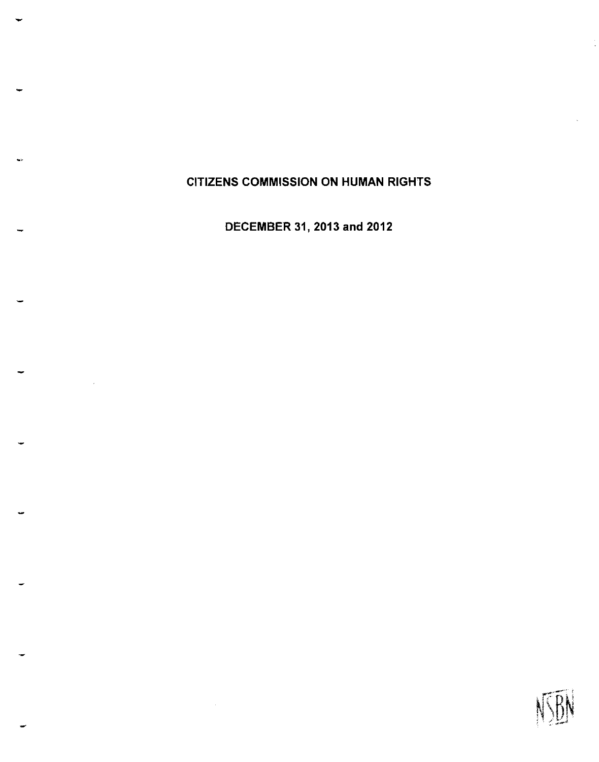# CITIZENS COMMISSION ON HUMAN RIGHTS

## DECEMBER 31, 2013 and 2012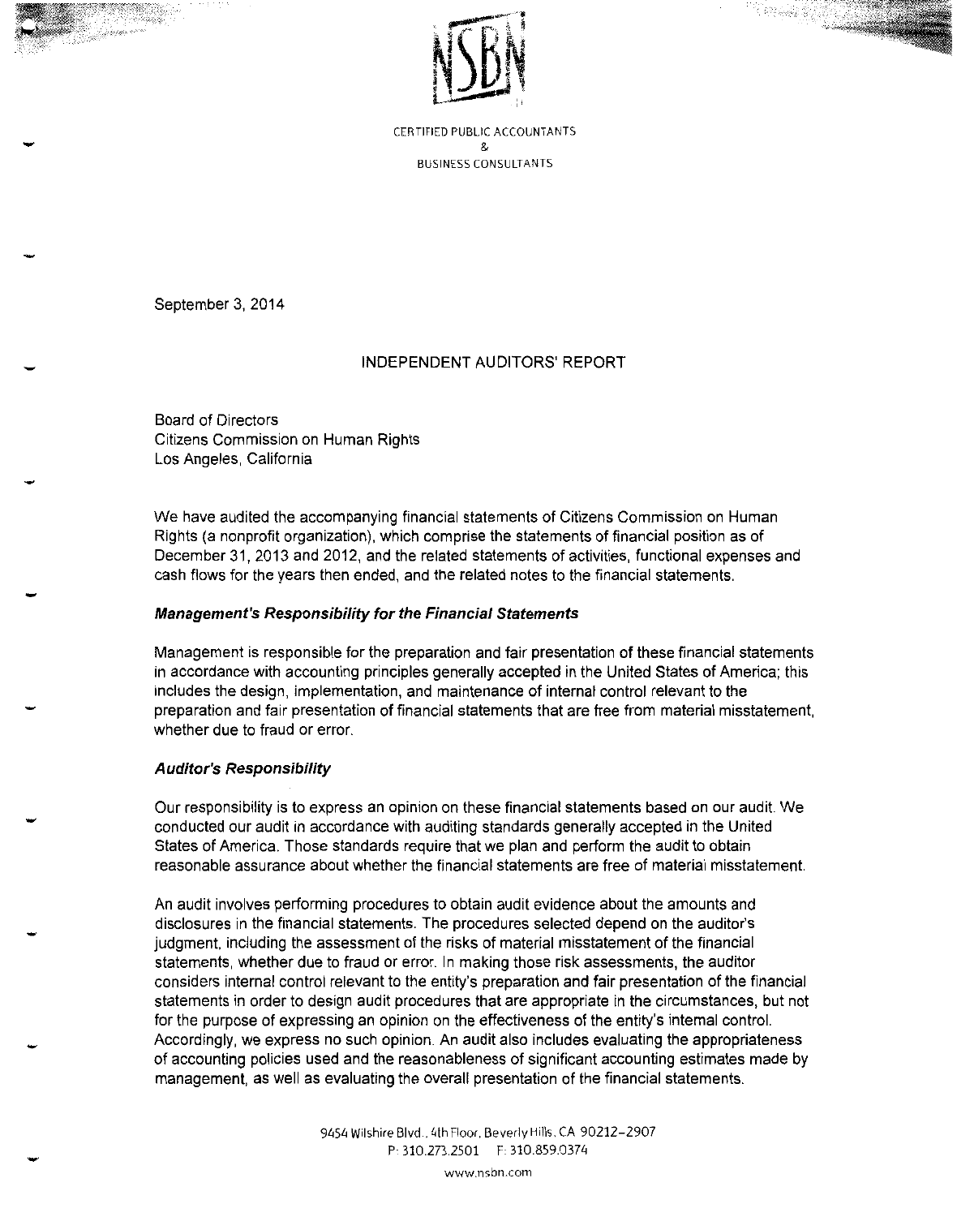NSBN

CERTIFIED PUBLIC ACCOUNTANTS
&
BUSINESS CONSULTANTS

September 3, 2014

## INDEPENDENT AUDITORS' REPORT

Board of Directors
Citizens Commission on Human Rights
Los Angeles, California

We have audited the accompanying financial statements of Citizens Commission on Human Rights (a nonprofit organization), which comprise the statements of financial position as of December 31, 2013 and 2012, and the related statements of activities, functional expenses and cash flows for the years then ended, and the related notes to the financial statements.

### *Management's Responsibility for the Financial Statements*

Management is responsible for the preparation and fair presentation of these financial statements in accordance with accounting principles generally accepted in the United States of America; this includes the design, implementation, and maintenance of internal control relevant to the preparation and fair presentation of financial statements that are free from material misstatement, whether due to fraud or error.

### *Auditor's Responsibility*

Our responsibility is to express an opinion on these financial statements based on our audit. We conducted our audit in accordance with auditing standards generally accepted in the United States of America. Those standards require that we plan and perform the audit to obtain reasonable assurance about whether the financial statements are free of material misstatement.

An audit involves performing procedures to obtain audit evidence about the amounts and disclosures in the financial statements. The procedures selected depend on the auditor's judgment, including the assessment of the risks of material misstatement of the financial statements, whether due to fraud or error. In making those risk assessments, the auditor considers internal control relevant to the entity's preparation and fair presentation of the financial statements in order to design audit procedures that are appropriate in the circumstances, but not for the purpose of expressing an opinion on the effectiveness of the entity's internal control. Accordingly, we express no such opinion. An audit also includes evaluating the appropriateness of accounting policies used and the reasonableness of significant accounting estimates made by management, as well as evaluating the overall presentation of the financial statements.

9454 Wilshire Blvd., 4th Floor, Beverly Hills, CA 90212-2907
P: 310.273.2501 F: 310.859.0374
www.nsbn.com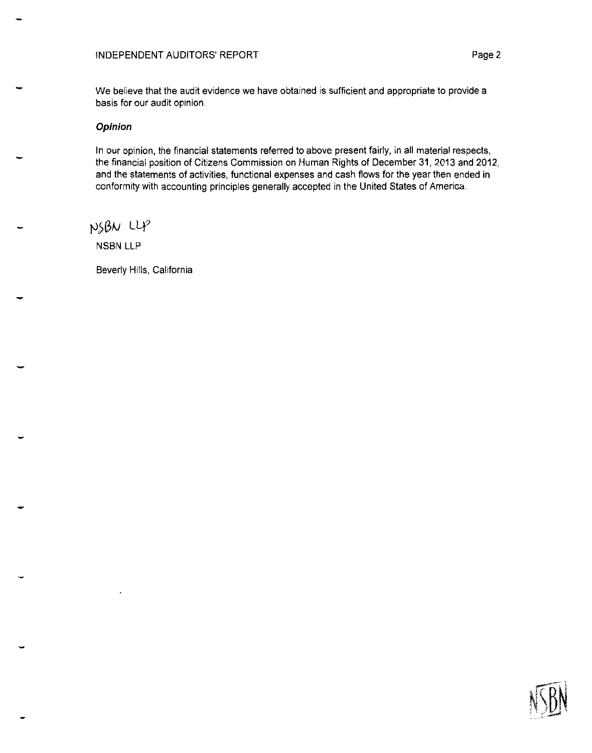We believe that the audit evidence we have obtained is sufficient and appropriate to provide a basis for our audit opinion.

***Opinion***

In our opinion, the financial statements referred to above present fairly, in all material respects, the financial position of Citizens Commission on Human Rights of December 31, 2013 and 2012, and the statements of activities, functional expenses and cash flows for the year then ended in conformity with accounting principles generally accepted in the United States of America.

NSBN LLP

NSBN LLP

Beverly Hills, California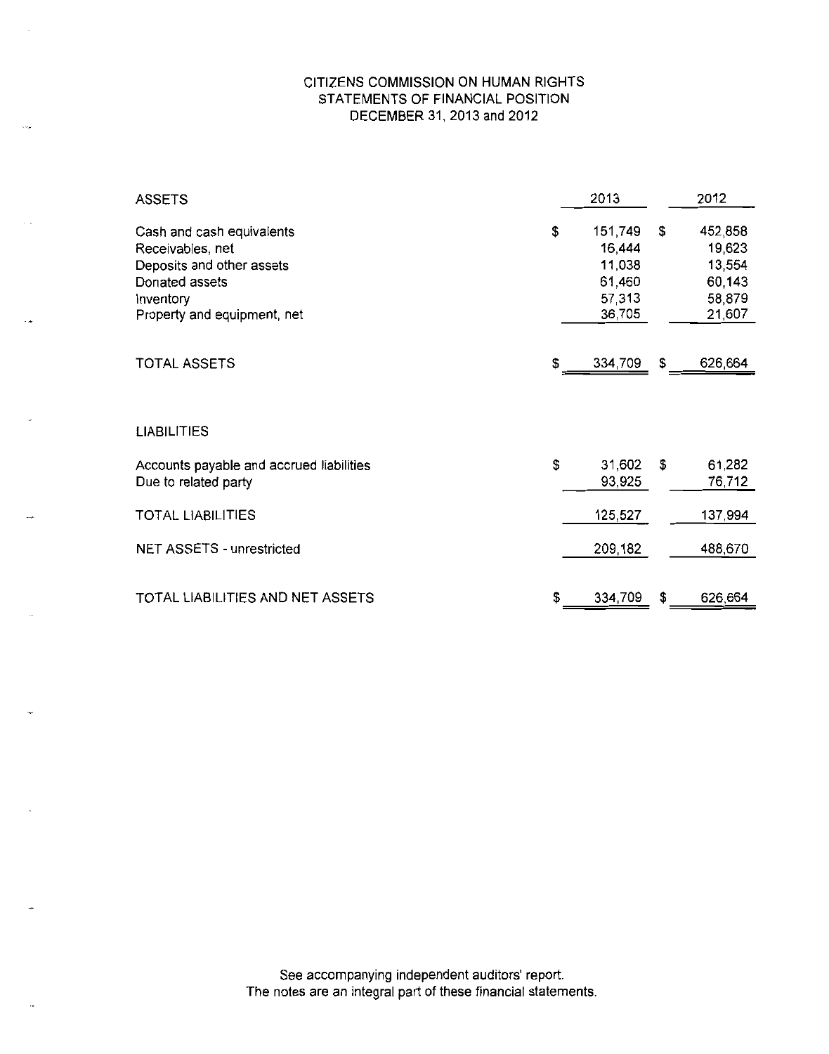# CITIZENS COMMISSION ON HUMAN RIGHTS
## STATEMENTS OF FINANCIAL POSITION
### DECEMBER 31, 2013 and 2012

| ASSETS | 2013 | 2012 |
|---|---|---|
| Cash and cash equivalents | $ 151,749 | $ 452,858 |
| Receivables, net | 16,444 | 19,623 |
| Deposits and other assets | 11,038 | 13,554 |
| Donated assets | 61,460 | 60,143 |
| Inventory | 57,313 | 58,879 |
| Property and equipment, net | 36,705 | 21,607 |
| TOTAL ASSETS | $ 334,709 | $ 626,664 |
| **LIABILITIES** | | |
| Accounts payable and accrued liabilities | $ 31,602 | $ 61,282 |
| Due to related party | 93,925 | 76,712 |
| TOTAL LIABILITIES | 125,527 | 137,994 |
| NET ASSETS - unrestricted | 209,182 | 488,670 |
| TOTAL LIABILITIES AND NET ASSETS | $ 334,709 | $ 626,664 |

See accompanying independent auditors' report.
The notes are an integral part of these financial statements.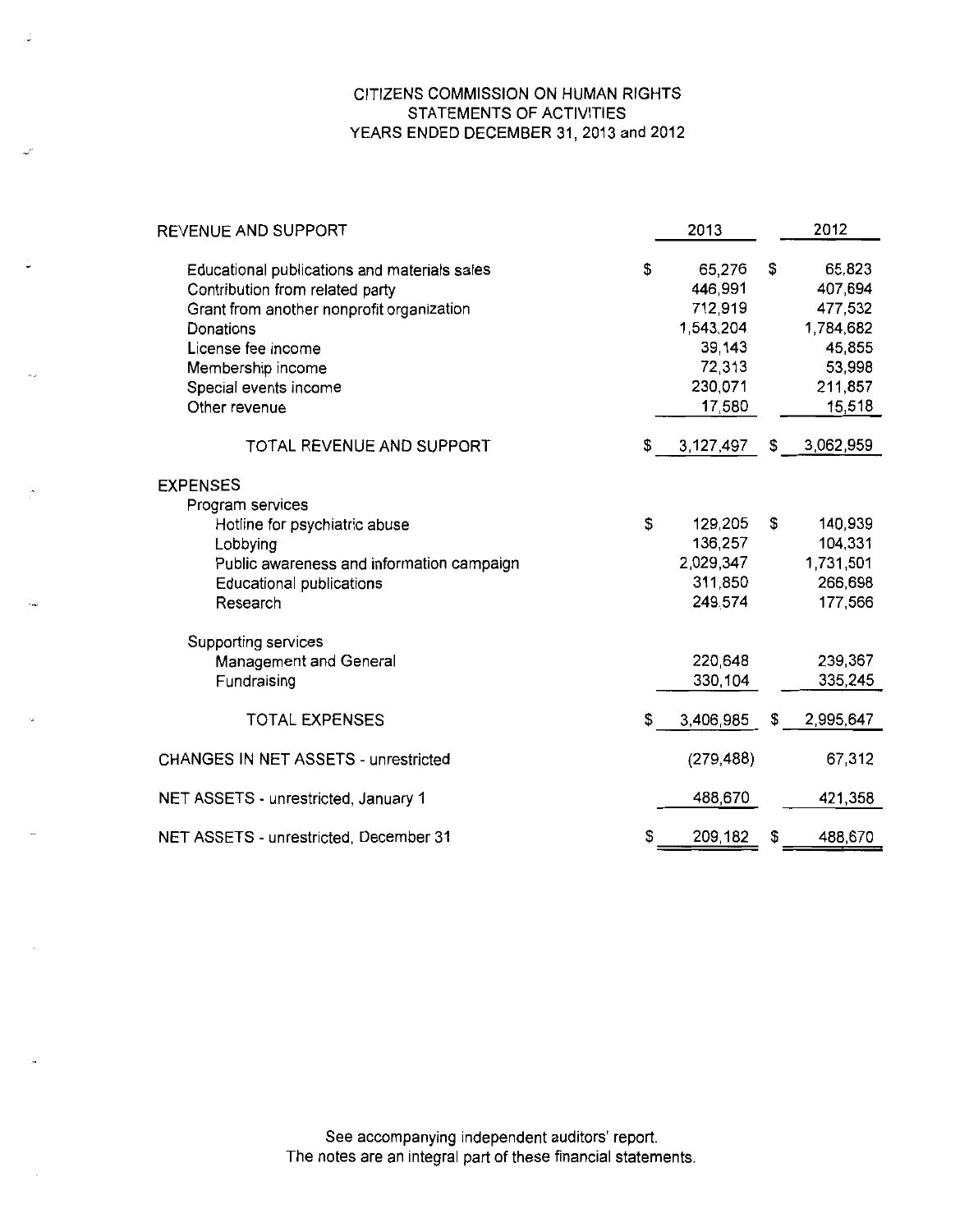# CITIZENS COMMISSION ON HUMAN RIGHTS
## STATEMENTS OF ACTIVITIES
### YEARS ENDED DECEMBER 31, 2013 and 2012

| | 2013 | 2012 |
|---|---|---|
| **REVENUE AND SUPPORT** | | |
| Educational publications and materials sales | $ 65,276 | $ 65,823 |
| Contribution from related party | 446,991 | 407,694 |
| Grant from another nonprofit organization | 712,919 | 477,532 |
| Donations | 1,543,204 | 1,784,682 |
| License fee income | 39,143 | 45,855 |
| Membership income | 72,313 | 53,998 |
| Special events income | 230,071 | 211,857 |
| Other revenue | 17,580 | 15,518 |
| TOTAL REVENUE AND SUPPORT | $ 3,127,497 | $ 3,062,959 |
| **EXPENSES** | | |
| Program services | | |
| Hotline for psychiatric abuse | $ 129,205 | $ 140,939 |
| Lobbying | 136,257 | 104,331 |
| Public awareness and information campaign | 2,029,347 | 1,731,501 |
| Educational publications | 311,850 | 266,698 |
| Research | 249,574 | 177,566 |
| Supporting services | | |
| Management and General | 220,648 | 239,367 |
| Fundraising | 330,104 | 335,245 |
| TOTAL EXPENSES | $ 3,406,985 | $ 2,995,647 |
| CHANGES IN NET ASSETS - unrestricted | (279,488) | 67,312 |
| NET ASSETS - unrestricted, January 1 | 488,670 | 421,358 |
| NET ASSETS - unrestricted, December 31 | $ 209,182 | $ 488,670 |

See accompanying independent auditors' report.
The notes are an integral part of these financial statements.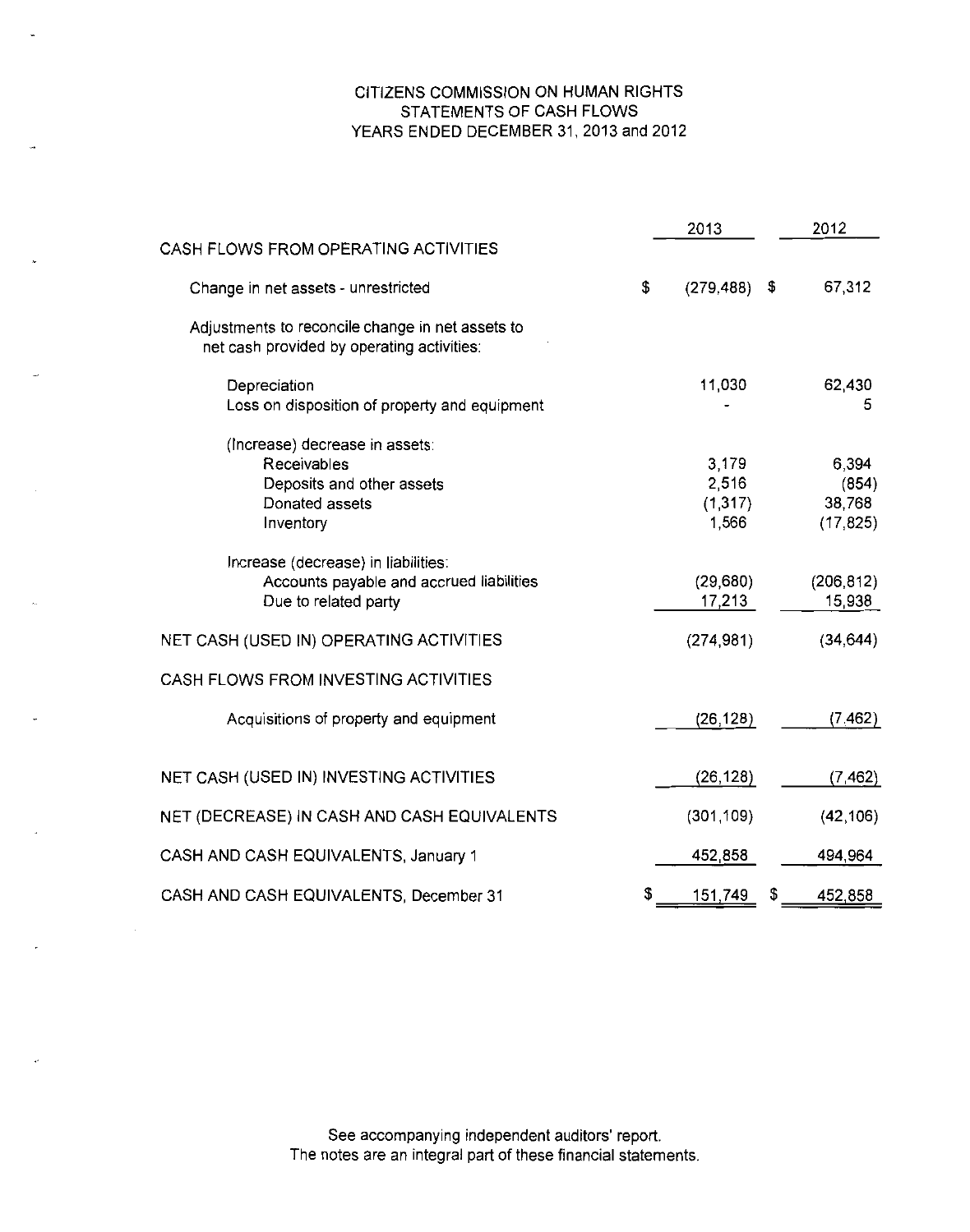# CITIZENS COMMISSION ON HUMAN RIGHTS
## STATEMENTS OF CASH FLOWS
### YEARS ENDED DECEMBER 31, 2013 and 2012

| | 2013 | 2012 |
|---|---|---|
| CASH FLOWS FROM OPERATING ACTIVITIES | | |
| Change in net assets - unrestricted | $ (279,488) | $ 67,312 |
| Adjustments to reconcile change in net assets to net cash provided by operating activities: | | |
| Depreciation | 11,030 | 62,430 |
| Loss on disposition of property and equipment | - | 5 |
| (Increase) decrease in assets: | | |
| Receivables | 3,179 | 6,394 |
| Deposits and other assets | 2,516 | (854) |
| Donated assets | (1,317) | 38,768 |
| Inventory | 1,566 | (17,825) |
| Increase (decrease) in liabilities: | | |
| Accounts payable and accrued liabilities | (29,680) | (206,812) |
| Due to related party | 17,213 | 15,938 |
| NET CASH (USED IN) OPERATING ACTIVITIES | (274,981) | (34,644) |
| CASH FLOWS FROM INVESTING ACTIVITIES | | |
| Acquisitions of property and equipment | (26,128) | (7,462) |
| NET CASH (USED IN) INVESTING ACTIVITIES | (26,128) | (7,462) |
| NET (DECREASE) IN CASH AND CASH EQUIVALENTS | (301,109) | (42,106) |
| CASH AND CASH EQUIVALENTS, January 1 | 452,858 | 494,964 |
| CASH AND CASH EQUIVALENTS, December 31 | $ 151,749 | $ 452,858 |

See accompanying independent auditors' report.
The notes are an integral part of these financial statements.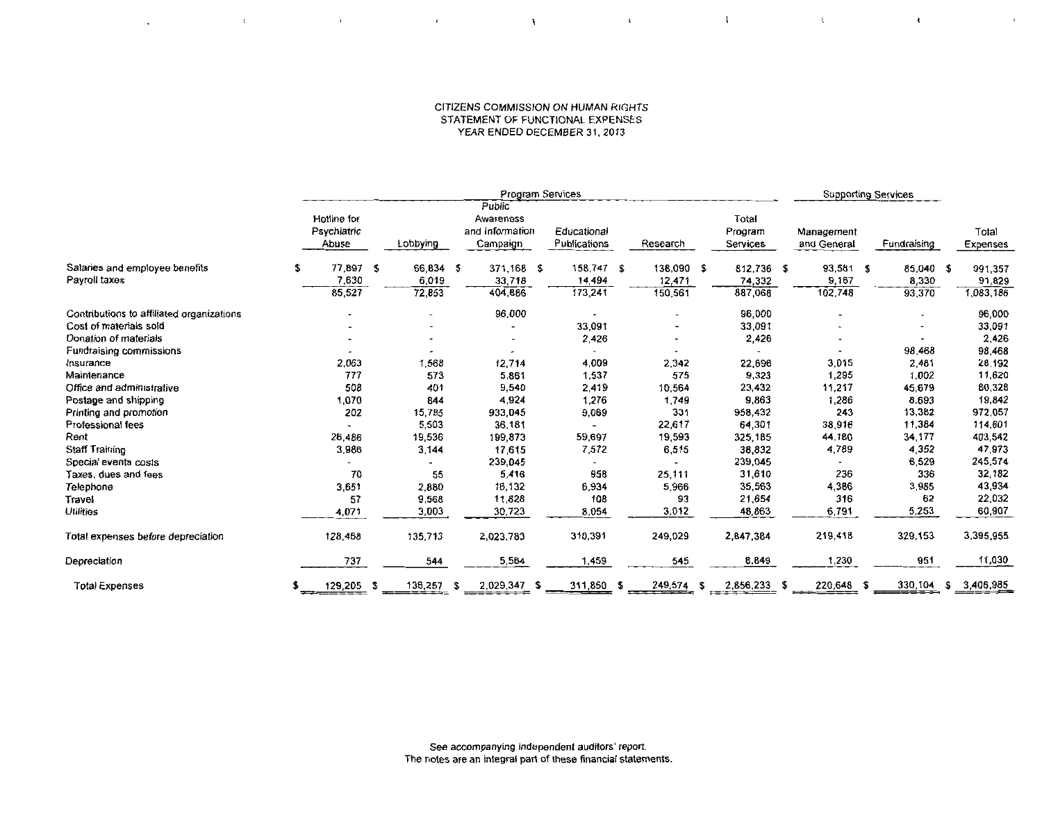CITIZENS COMMISSION ON HUMAN RIGHTS
STATEMENT OF FUNCTIONAL EXPENSES
YEAR ENDED DECEMBER 31, 2013

| | Program Services | | | | | | Supporting Services | | |
|---|---|---|---|---|---|---|---|---|---|
| | Hotline for Psychiatric Abuse | Lobbying | Public Awareness and Information Campaign | Educational Publications | Research | Total Program Services | Management and General | Fundraising | Total Expenses |
| Salaries and employee benefits | $ 77,897 | $ 66,834 | $ 371,168 | $ 158,747 | $ 138,090 | $ 812,736 | $ 93,581 | $ 85,040 | $ 991,357 |
| Payroll taxes | 7,630 | 6,019 | 33,718 | 14,494 | 12,471 | 74,332 | 9,167 | 8,330 | 91,829 |
| | 85,527 | 72,853 | 404,886 | 173,241 | 150,561 | 887,068 | 102,748 | 93,370 | 1,083,186 |
| Contributions to affiliated organizations | - | - | 96,000 | - | - | 96,000 | - | - | 96,000 |
| Cost of materials sold | - | - | - | 33,091 | - | 33,091 | - | - | 33,091 |
| Donation of materials | - | - | - | 2,426 | - | 2,426 | - | - | 2,426 |
| Fundraising commissions | - | - | - | - | - | - | - | 98,468 | 98,468 |
| Insurance | 2,063 | 1,568 | 12,714 | 4,009 | 2,342 | 22,696 | 3,015 | 2,481 | 28,192 |
| Maintenance | 777 | 573 | 5,861 | 1,537 | 575 | 9,323 | 1,295 | 1,002 | 11,620 |
| Office and administrative | 508 | 401 | 9,540 | 2,419 | 10,564 | 23,432 | 11,217 | 45,679 | 80,328 |
| Postage and shipping | 1,070 | 844 | 4,924 | 1,276 | 1,749 | 9,863 | 1,286 | 8,693 | 19,842 |
| Printing and promotion | 202 | 15,785 | 933,045 | 9,069 | 331 | 958,432 | 243 | 13,382 | 972,057 |
| Professional fees | - | 5,503 | 36,181 | - | 22,617 | 64,301 | 38,916 | 11,384 | 114,601 |
| Rent | 26,486 | 19,536 | 199,873 | 59,697 | 19,593 | 325,185 | 44,180 | 34,177 | 403,542 |
| Staff Training | 3,986 | 3,144 | 17,615 | 7,572 | 6,515 | 38,832 | 4,789 | 4,352 | 47,973 |
| Special events costs | - | - | 239,045 | - | - | 239,045 | - | 6,529 | 245,574 |
| Taxes, dues and fees | 70 | 55 | 5,416 | 958 | 25,111 | 31,610 | 236 | 336 | 32,182 |
| Telephone | 3,651 | 2,880 | 18,132 | 6,934 | 5,966 | 35,563 | 4,386 | 3,985 | 43,934 |
| Travel | 57 | 9,568 | 11,828 | 108 | 93 | 21,654 | 316 | 62 | 22,032 |
| Utilities | 4,071 | 3,003 | 30,723 | 8,054 | 3,012 | 48,863 | 6,791 | 5,253 | 60,907 |
| Total expenses before depreciation | 128,468 | 135,713 | 2,023,783 | 310,391 | 249,029 | 2,847,384 | 219,418 | 329,153 | 3,395,955 |
| Depreciation | 737 | 544 | 5,564 | 1,459 | 545 | 8,849 | 1,230 | 951 | 11,030 |
| Total Expenses | $ 129,205 | $ 136,257 | $ 2,029,347 | $ 311,850 | $ 249,574 | $ 2,856,233 | $ 220,648 | $ 330,104 | $ 3,406,985 |

See accompanying independent auditors' report.
The notes are an integral part of these financial statements.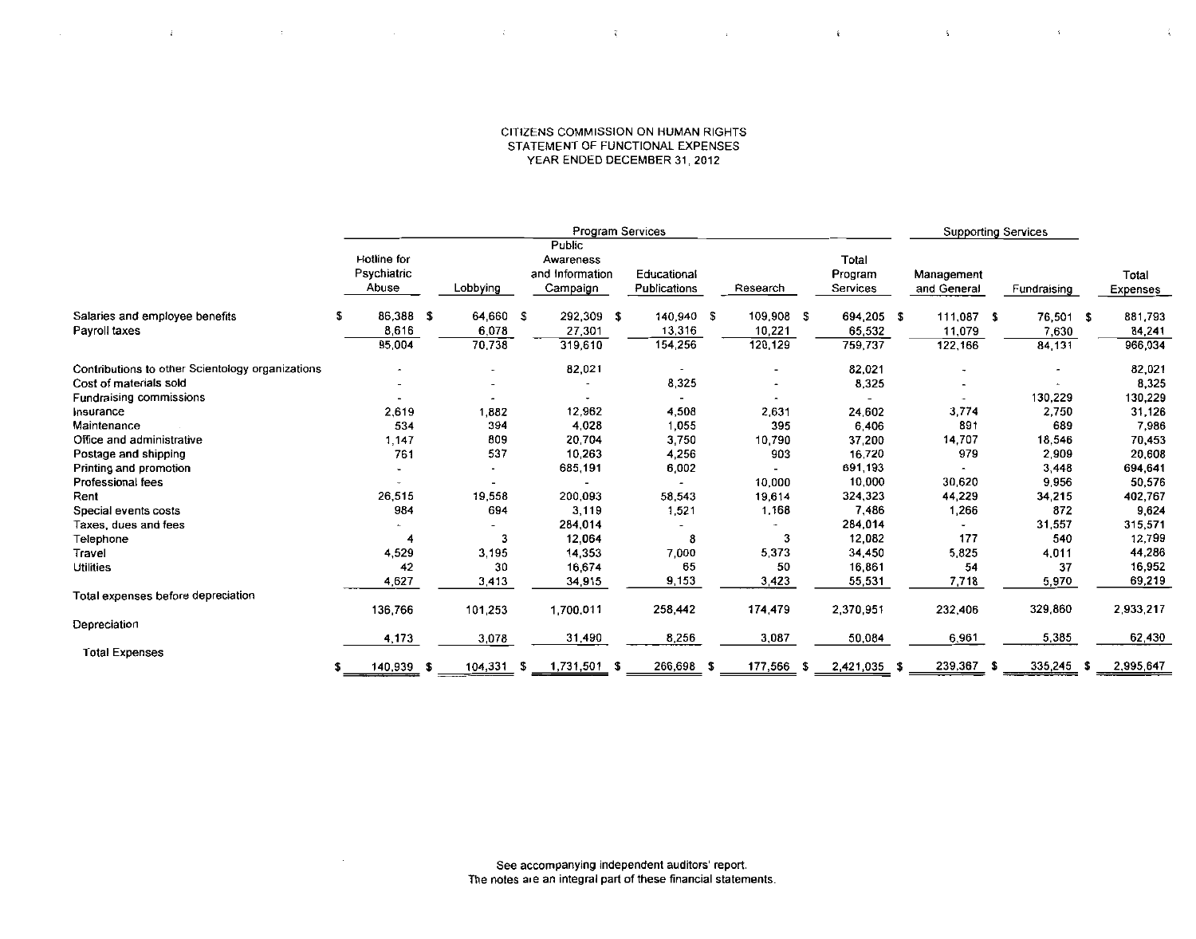CITIZENS COMMISSION ON HUMAN RIGHTS
STATEMENT OF FUNCTIONAL EXPENSES
YEAR ENDED DECEMBER 31, 2012

| | Program Services | | | | | | Supporting Services | | |
|---|---|---|---|---|---|---|---|---|---|
| | Hotline for Psychiatric Abuse | Lobbying | Public Awareness and Information Campaign | Educational Publications | Research | Total Program Services | Management and General | Fundraising | Total Expenses |
| Salaries and employee benefits | $ 86,388 | $ 64,660 | $ 292,309 | $ 140,940 | $ 109,908 | $ 694,205 | $ 111,087 | $ 76,501 | $ 881,793 |
| Payroll taxes | 8,616 | 6,078 | 27,301 | 13,316 | 10,221 | 65,532 | 11,079 | 7,630 | 84,241 |
| | 95,004 | 70,738 | 319,610 | 154,256 | 120,129 | 759,737 | 122,166 | 84,131 | 966,034 |
| Contributions to other Scientology organizations | - | - | 82,021 | - | - | 82,021 | - | - | 82,021 |
| Cost of materials sold | - | - | - | 8,325 | - | 8,325 | - | - | 8,325 |
| Fundraising commissions | - | - | - | - | - | - | - | 130,229 | 130,229 |
| Insurance | 2,619 | 1,882 | 12,962 | 4,508 | 2,631 | 24,602 | 3,774 | 2,750 | 31,126 |
| Maintenance | 534 | 394 | 4,028 | 1,055 | 395 | 6,406 | 891 | 689 | 7,986 |
| Office and administrative | 1,147 | 809 | 20,704 | 3,750 | 10,790 | 37,200 | 14,707 | 18,546 | 70,453 |
| Postage and shipping | 761 | 537 | 10,263 | 4,256 | 903 | 16,720 | 979 | 2,909 | 20,608 |
| Printing and promotion | - | - | 685,191 | 6,002 | - | 691,193 | - | 3,448 | 694,641 |
| Professional fees | - | - | - | - | 10,000 | 10,000 | 30,620 | 9,956 | 50,576 |
| Rent | 26,515 | 19,558 | 200,093 | 58,543 | 19,614 | 324,323 | 44,229 | 34,215 | 402,767 |
| Special events costs | 984 | 694 | 3,119 | 1,521 | 1,168 | 7,486 | 1,266 | 872 | 9,624 |
| Taxes, dues and fees | - | - | 284,014 | - | - | 284,014 | - | 31,557 | 315,571 |
| Telephone | 4 | 3 | 12,064 | 8 | 3 | 12,082 | 177 | 540 | 12,799 |
| Travel | 4,529 | 3,195 | 14,353 | 7,000 | 5,373 | 34,450 | 5,825 | 4,011 | 44,286 |
| Utilities | 42 | 30 | 16,674 | 65 | 50 | 16,861 | 54 | 37 | 16,952 |
| | 4,627 | 3,413 | 34,915 | 9,153 | 3,423 | 55,531 | 7,718 | 5,970 | 69,219 |
| Total expenses before depreciation | 136,766 | 101,253 | 1,700,011 | 258,442 | 174,479 | 2,370,951 | 232,406 | 329,860 | 2,933,217 |
| Depreciation | 4,173 | 3,078 | 31,490 | 8,256 | 3,087 | 50,084 | 6,961 | 5,385 | 62,430 |
| Total Expenses | $ 140,939 | $ 104,331 | $ 1,731,501 | $ 266,698 | $ 177,566 | $ 2,421,035 | $ 239,367 | $ 335,245 | $ 2,995,647 |

See accompanying independent auditors' report.
The notes are an integral part of these financial statements.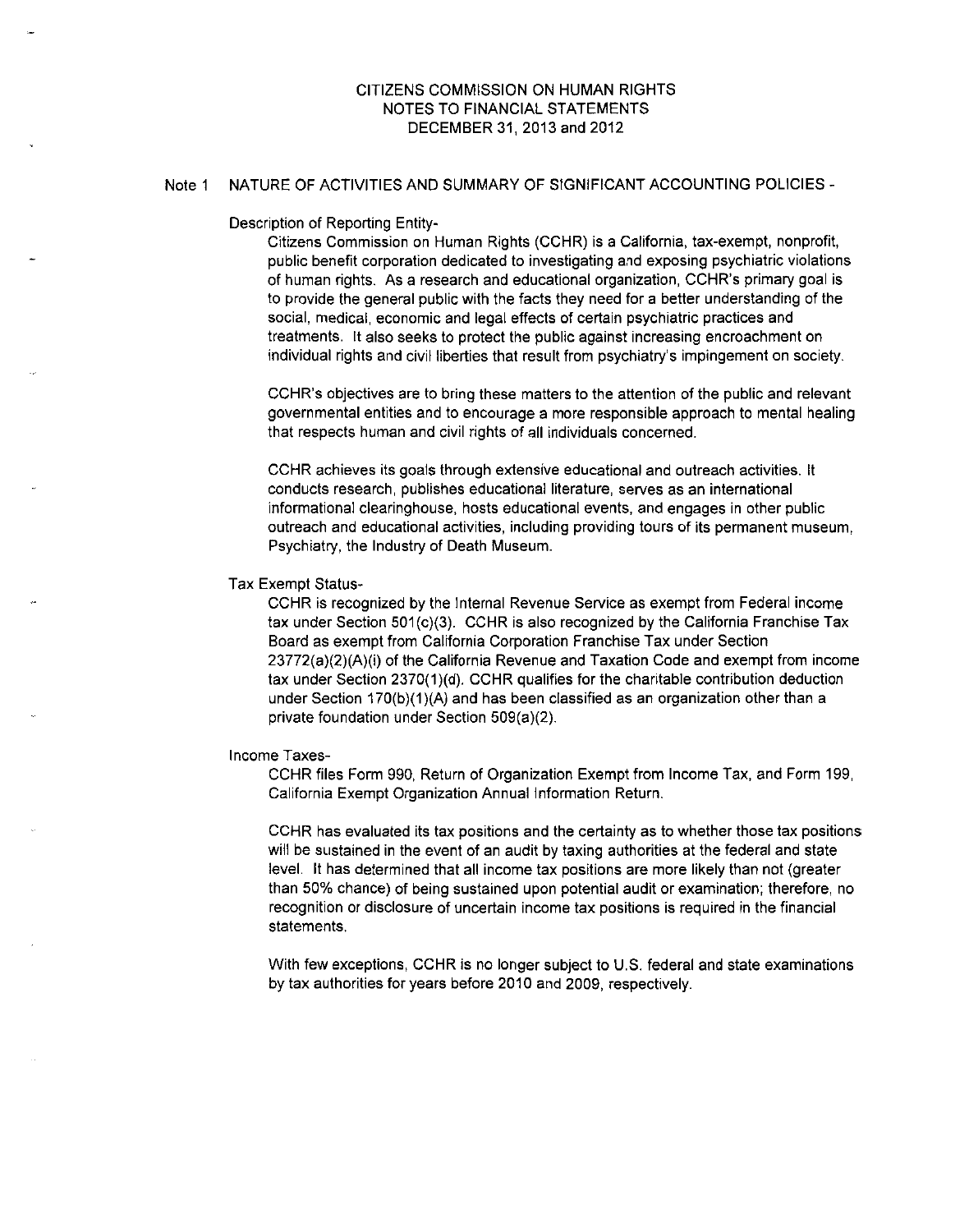# CITIZENS COMMISSION ON HUMAN RIGHTS
## NOTES TO FINANCIAL STATEMENTS
## DECEMBER 31, 2013 and 2012

### Note 1 NATURE OF ACTIVITIES AND SUMMARY OF SIGNIFICANT ACCOUNTING POLICIES -

Description of Reporting Entity-

Citizens Commission on Human Rights (CCHR) is a California, tax-exempt, nonprofit, public benefit corporation dedicated to investigating and exposing psychiatric violations of human rights. As a research and educational organization, CCHR's primary goal is to provide the general public with the facts they need for a better understanding of the social, medical, economic and legal effects of certain psychiatric practices and treatments. It also seeks to protect the public against increasing encroachment on individual rights and civil liberties that result from psychiatry's impingement on society.

CCHR's objectives are to bring these matters to the attention of the public and relevant governmental entities and to encourage a more responsible approach to mental healing that respects human and civil rights of all individuals concerned.

CCHR achieves its goals through extensive educational and outreach activities. It conducts research, publishes educational literature, serves as an international informational clearinghouse, hosts educational events, and engages in other public outreach and educational activities, including providing tours of its permanent museum, Psychiatry, the Industry of Death Museum.

Tax Exempt Status-

CCHR is recognized by the Internal Revenue Service as exempt from Federal income tax under Section 501(c)(3). CCHR is also recognized by the California Franchise Tax Board as exempt from California Corporation Franchise Tax under Section 23772(a)(2)(A)(i) of the California Revenue and Taxation Code and exempt from income tax under Section 2370(1)(d). CCHR qualifies for the charitable contribution deduction under Section 170(b)(1)(A) and has been classified as an organization other than a private foundation under Section 509(a)(2).

Income Taxes-

CCHR files Form 990, Return of Organization Exempt from Income Tax, and Form 199, California Exempt Organization Annual Information Return.

CCHR has evaluated its tax positions and the certainty as to whether those tax positions will be sustained in the event of an audit by taxing authorities at the federal and state level. It has determined that all income tax positions are more likely than not (greater than 50% chance) of being sustained upon potential audit or examination; therefore, no recognition or disclosure of uncertain income tax positions is required in the financial statements.

With few exceptions, CCHR is no longer subject to U.S. federal and state examinations by tax authorities for years before 2010 and 2009, respectively.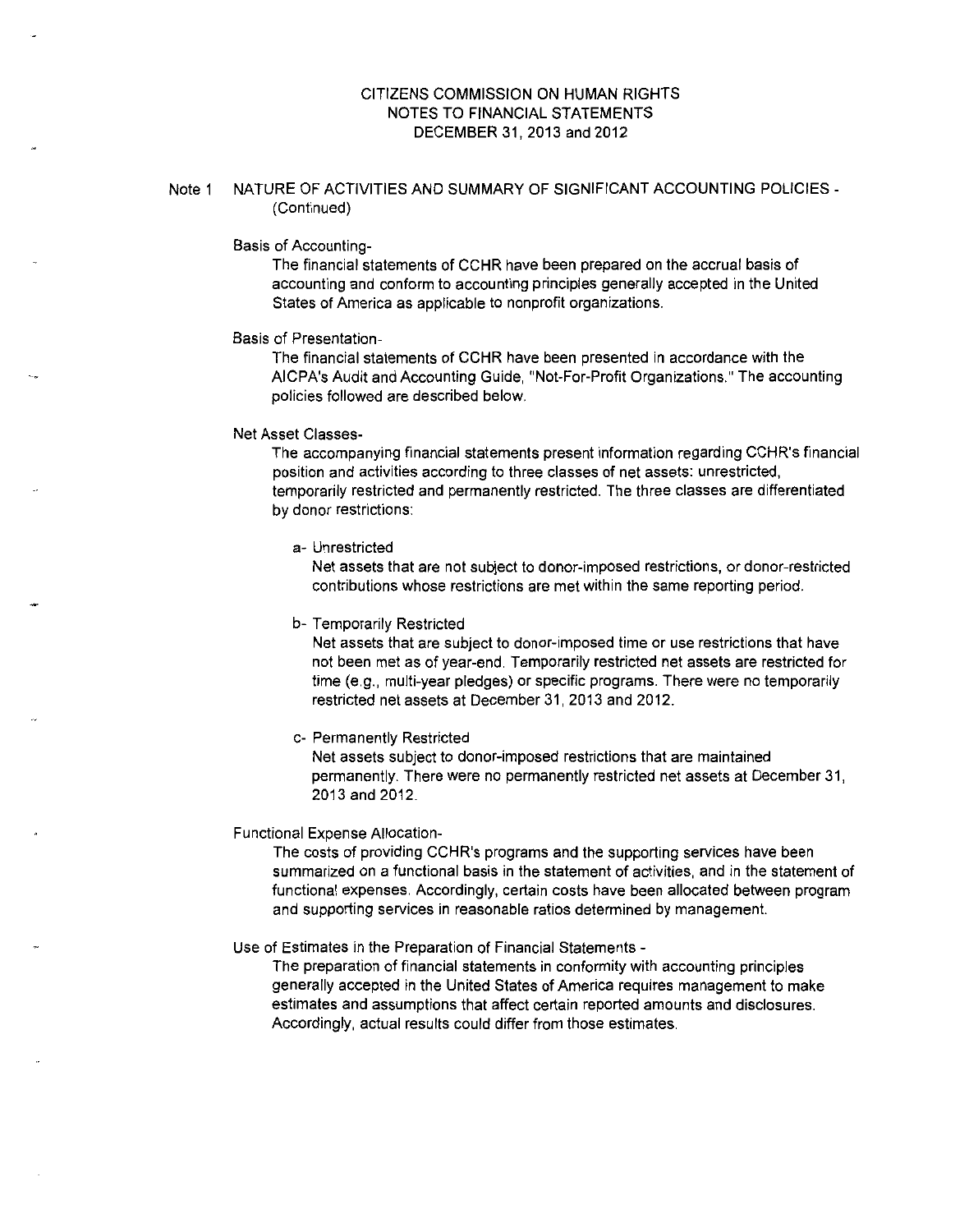# CITIZENS COMMISSION ON HUMAN RIGHTS
## NOTES TO FINANCIAL STATEMENTS
## DECEMBER 31, 2013 and 2012

Note 1 NATURE OF ACTIVITIES AND SUMMARY OF SIGNIFICANT ACCOUNTING POLICIES - (Continued)

Basis of Accounting-

The financial statements of CCHR have been prepared on the accrual basis of accounting and conform to accounting principles generally accepted in the United States of America as applicable to nonprofit organizations.

Basis of Presentation-

The financial statements of CCHR have been presented in accordance with the AICPA's Audit and Accounting Guide, "Not-For-Profit Organizations." The accounting policies followed are described below.

Net Asset Classes-

The accompanying financial statements present information regarding CCHR's financial position and activities according to three classes of net assets: unrestricted, temporarily restricted and permanently restricted. The three classes are differentiated by donor restrictions:

a- Unrestricted

Net assets that are not subject to donor-imposed restrictions, or donor-restricted contributions whose restrictions are met within the same reporting period.

b- Temporarily Restricted

Net assets that are subject to donor-imposed time or use restrictions that have not been met as of year-end. Temporarily restricted net assets are restricted for time (e.g., multi-year pledges) or specific programs. There were no temporarily restricted net assets at December 31, 2013 and 2012.

c- Permanently Restricted

Net assets subject to donor-imposed restrictions that are maintained permanently. There were no permanently restricted net assets at December 31, 2013 and 2012.

Functional Expense Allocation-

The costs of providing CCHR's programs and the supporting services have been summarized on a functional basis in the statement of activities, and in the statement of functional expenses. Accordingly, certain costs have been allocated between program and supporting services in reasonable ratios determined by management.

Use of Estimates in the Preparation of Financial Statements -

The preparation of financial statements in conformity with accounting principles generally accepted in the United States of America requires management to make estimates and assumptions that affect certain reported amounts and disclosures. Accordingly, actual results could differ from those estimates.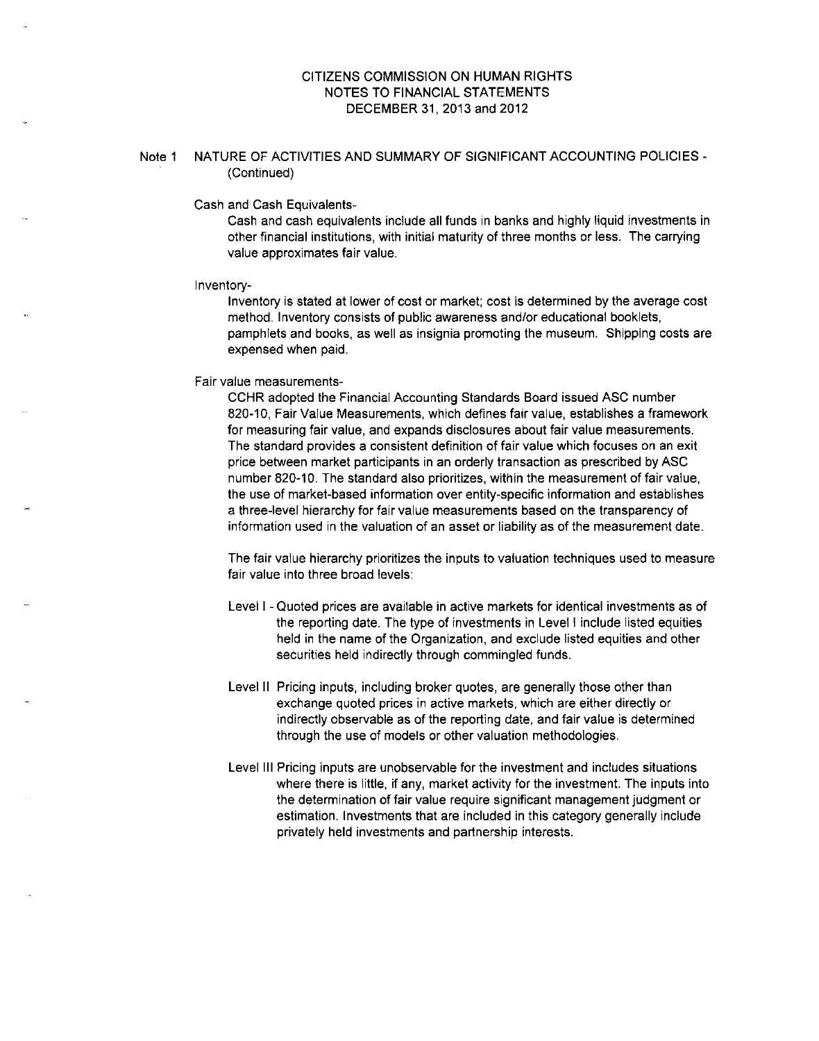CITIZENS COMMISSION ON HUMAN RIGHTS
NOTES TO FINANCIAL STATEMENTS
DECEMBER 31, 2013 and 2012

## Note 1 NATURE OF ACTIVITIES AND SUMMARY OF SIGNIFICANT ACCOUNTING POLICIES - (Continued)

Cash and Cash Equivalents-

Cash and cash equivalents include all funds in banks and highly liquid investments in other financial institutions, with initial maturity of three months or less. The carrying value approximates fair value.

Inventory-

Inventory is stated at lower of cost or market; cost is determined by the average cost method. Inventory consists of public awareness and/or educational booklets, pamphlets and books, as well as insignia promoting the museum. Shipping costs are expensed when paid.

Fair value measurements-

CCHR adopted the Financial Accounting Standards Board issued ASC number 820-10, Fair Value Measurements, which defines fair value, establishes a framework for measuring fair value, and expands disclosures about fair value measurements. The standard provides a consistent definition of fair value which focuses on an exit price between market participants in an orderly transaction as prescribed by ASC number 820-10. The standard also prioritizes, within the measurement of fair value, the use of market-based information over entity-specific information and establishes a three-level hierarchy for fair value measurements based on the transparency of information used in the valuation of an asset or liability as of the measurement date.

The fair value hierarchy prioritizes the inputs to valuation techniques used to measure fair value into three broad levels:

Level I - Quoted prices are available in active markets for identical investments as of the reporting date. The type of investments in Level I include listed equities held in the name of the Organization, and exclude listed equities and other securities held indirectly through commingled funds.

Level II Pricing inputs, including broker quotes, are generally those other than exchange quoted prices in active markets, which are either directly or indirectly observable as of the reporting date, and fair value is determined through the use of models or other valuation methodologies.

Level III Pricing inputs are unobservable for the investment and includes situations where there is little, if any, market activity for the investment. The inputs into the determination of fair value require significant management judgment or estimation. Investments that are included in this category generally include privately held investments and partnership interests.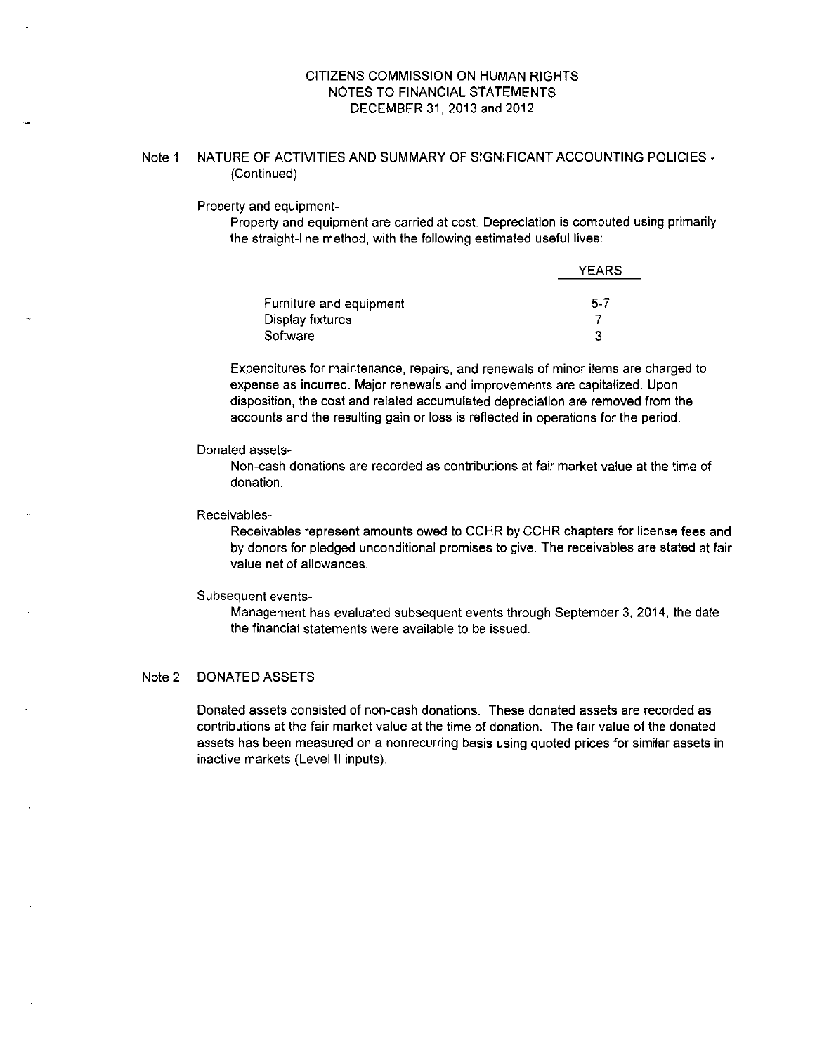CITIZENS COMMISSION ON HUMAN RIGHTS
NOTES TO FINANCIAL STATEMENTS
DECEMBER 31, 2013 and 2012

## Note 1 NATURE OF ACTIVITIES AND SUMMARY OF SIGNIFICANT ACCOUNTING POLICIES - (Continued)

Property and equipment-

Property and equipment are carried at cost. Depreciation is computed using primarily the straight-line method, with the following estimated useful lives:

| | YEARS |
|---|---|
| Furniture and equipment | 5-7 |
| Display fixtures | 7 |
| Software | 3 |

Expenditures for maintenance, repairs, and renewals of minor items are charged to expense as incurred. Major renewals and improvements are capitalized. Upon disposition, the cost and related accumulated depreciation are removed from the accounts and the resulting gain or loss is reflected in operations for the period.

Donated assets-

Non-cash donations are recorded as contributions at fair market value at the time of donation.

Receivables-

Receivables represent amounts owed to CCHR by CCHR chapters for license fees and by donors for pledged unconditional promises to give. The receivables are stated at fair value net of allowances.

Subsequent events-

Management has evaluated subsequent events through September 3, 2014, the date the financial statements were available to be issued.

## Note 2 DONATED ASSETS

Donated assets consisted of non-cash donations. These donated assets are recorded as contributions at the fair market value at the time of donation. The fair value of the donated assets has been measured on a nonrecurring basis using quoted prices for similar assets in inactive markets (Level II inputs).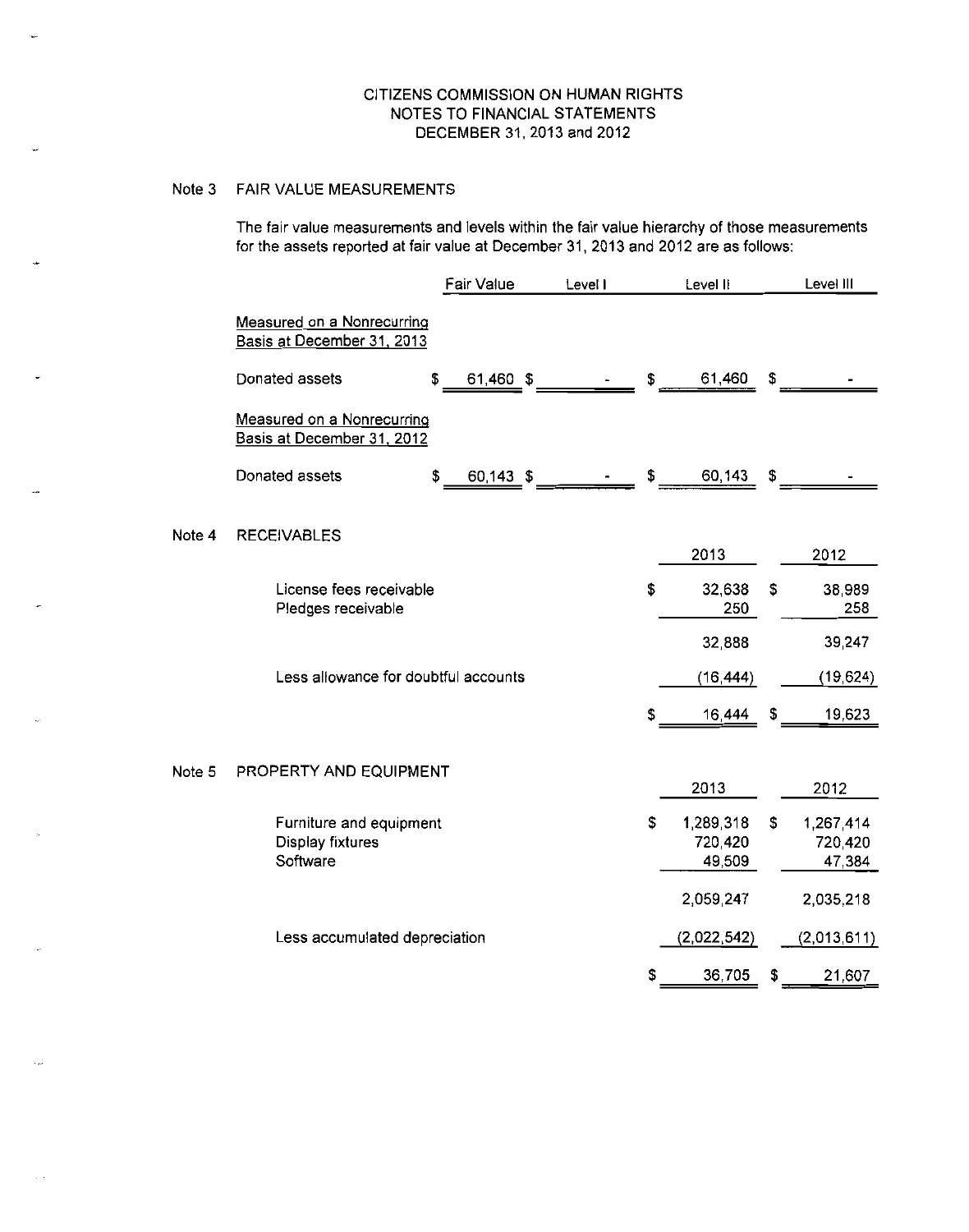# CITIZENS COMMISSION ON HUMAN RIGHTS
## NOTES TO FINANCIAL STATEMENTS
### DECEMBER 31, 2013 and 2012

## Note 3 FAIR VALUE MEASUREMENTS

The fair value measurements and levels within the fair value hierarchy of those measurements for the assets reported at fair value at December 31, 2013 and 2012 are as follows:

| | Fair Value | Level I | Level II | Level III |
|---|---|---|---|---|
| Measured on a Nonrecurring Basis at December 31, 2013 | | | | |
| Donated assets | $ 61,460 | $ - | $ 61,460 | $ - |
| Measured on a Nonrecurring Basis at December 31, 2012 | | | | |
| Donated assets | $ 60,143 | $ - | $ 60,143 | $ - |

## Note 4 RECEIVABLES

| | 2013 | 2012 |
|---|---|---|
| License fees receivable | $ 32,638 | $ 38,989 |
| Pledges receivable | 250 | 258 |
| | 32,888 | 39,247 |
| Less allowance for doubtful accounts | (16,444) | (19,624) |
| | $ 16,444 | $ 19,623 |

## Note 5 PROPERTY AND EQUIPMENT

| | 2013 | 2012 |
|---|---|---|
| Furniture and equipment | $ 1,289,318 | $ 1,267,414 |
| Display fixtures | 720,420 | 720,420 |
| Software | 49,509 | 47,384 |
| | 2,059,247 | 2,035,218 |
| Less accumulated depreciation | (2,022,542) | (2,013,611) |
| | $ 36,705 | $ 21,607 |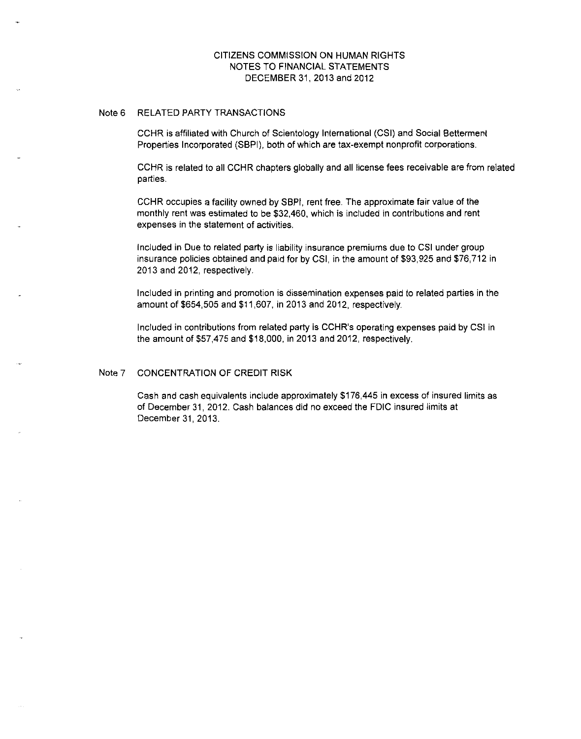# CITIZENS COMMISSION ON HUMAN RIGHTS
## NOTES TO FINANCIAL STATEMENTS
## DECEMBER 31, 2013 and 2012

### Note 6 RELATED PARTY TRANSACTIONS

CCHR is affiliated with Church of Scientology International (CSI) and Social Betterment Properties Incorporated (SBPI), both of which are tax-exempt nonprofit corporations.

CCHR is related to all CCHR chapters globally and all license fees receivable are from related parties.

CCHR occupies a facility owned by SBPI, rent free. The approximate fair value of the monthly rent was estimated to be $32,460, which is included in contributions and rent expenses in the statement of activities.

Included in Due to related party is liability insurance premiums due to CSI under group insurance policies obtained and paid for by CSI, in the amount of $93,925 and $76,712 in 2013 and 2012, respectively.

Included in printing and promotion is dissemination expenses paid to related parties in the amount of $654,505 and $11,607, in 2013 and 2012, respectively.

Included in contributions from related party is CCHR's operating expenses paid by CSI in the amount of $57,475 and $18,000, in 2013 and 2012, respectively.

### Note 7 CONCENTRATION OF CREDIT RISK

Cash and cash equivalents include approximately $176,445 in excess of insured limits as of December 31, 2012. Cash balances did no exceed the FDIC insured limits at December 31, 2013.